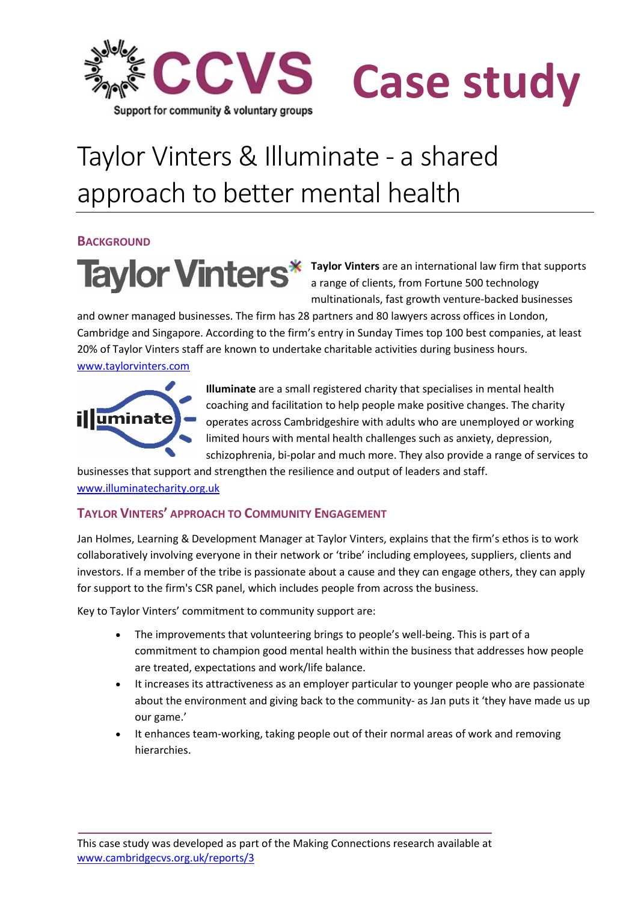# CCVS Case study

Support for community & voluntary groups

# Taylor Vinters & Illuminate - a shared approach to better mental health

## Background

**Taylor Vinters** are an international law firm that supports a range of clients, from Fortune 500 technology multinationals, fast growth venture-backed businesses and owner managed businesses. The firm has 28 partners and 80 lawyers across offices in London, Cambridge and Singapore. According to the firm's entry in Sunday Times top 100 best companies, at least 20% of Taylor Vinters staff are known to undertake charitable activities during business hours.
www.taylorvinters.com

**Illuminate** are a small registered charity that specialises in mental health coaching and facilitation to help people make positive changes. The charity operates across Cambridgeshire with adults who are unemployed or working limited hours with mental health challenges such as anxiety, depression, schizophrenia, bi-polar and much more. They also provide a range of services to businesses that support and strengthen the resilience and output of leaders and staff.
www.illuminatecharity.org.uk

## Taylor Vinters' approach to Community Engagement

Jan Holmes, Learning & Development Manager at Taylor Vinters, explains that the firm's ethos is to work collaboratively involving everyone in their network or 'tribe' including employees, suppliers, clients and investors. If a member of the tribe is passionate about a cause and they can engage others, they can apply for support to the firm's CSR panel, which includes people from across the business.

Key to Taylor Vinters' commitment to community support are:

- The improvements that volunteering brings to people's well-being. This is part of a commitment to champion good mental health within the business that addresses how people are treated, expectations and work/life balance.
- It increases its attractiveness as an employer particular to younger people who are passionate about the environment and giving back to the community- as Jan puts it 'they have made us up our game.'
- It enhances team-working, taking people out of their normal areas of work and removing hierarchies.

This case study was developed as part of the Making Connections research available at www.cambridgecvs.org.uk/reports/3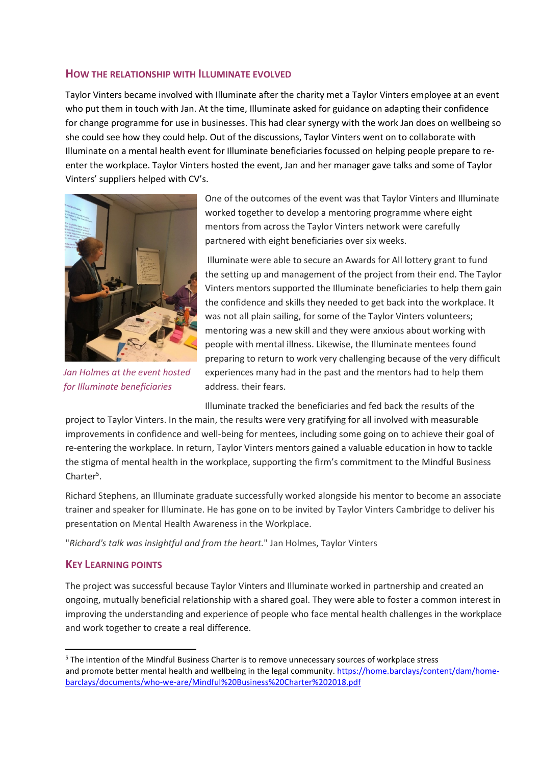## How the relationship with Illuminate evolved

Taylor Vinters became involved with Illuminate after the charity met a Taylor Vinters employee at an event who put them in touch with Jan. At the time, Illuminate asked for guidance on adapting their confidence for change programme for use in businesses. This had clear synergy with the work Jan does on wellbeing so she could see how they could help. Out of the discussions, Taylor Vinters went on to collaborate with Illuminate on a mental health event for Illuminate beneficiaries focussed on helping people prepare to re-enter the workplace. Taylor Vinters hosted the event, Jan and her manager gave talks and some of Taylor Vinters' suppliers helped with CV's.

*Jan Holmes at the event hosted for Illuminate beneficiaries*

One of the outcomes of the event was that Taylor Vinters and Illuminate worked together to develop a mentoring programme where eight mentors from across the Taylor Vinters network were carefully partnered with eight beneficiaries over six weeks.

Illuminate were able to secure an Awards for All lottery grant to fund the setting up and management of the project from their end. The Taylor Vinters mentors supported the Illuminate beneficiaries to help them gain the confidence and skills they needed to get back into the workplace. It was not all plain sailing, for some of the Taylor Vinters volunteers; mentoring was a new skill and they were anxious about working with people with mental illness. Likewise, the Illuminate mentees found preparing to return to work very challenging because of the very difficult experiences many had in the past and the mentors had to help them address. their fears.

Illuminate tracked the beneficiaries and fed back the results of the project to Taylor Vinters. In the main, the results were very gratifying for all involved with measurable improvements in confidence and well-being for mentees, including some going on to achieve their goal of re-entering the workplace. In return, Taylor Vinters mentors gained a valuable education in how to tackle the stigma of mental health in the workplace, supporting the firm's commitment to the Mindful Business Charter[5].

Richard Stephens, an Illuminate graduate successfully worked alongside his mentor to become an associate trainer and speaker for Illuminate. He has gone on to be invited by Taylor Vinters Cambridge to deliver his presentation on Mental Health Awareness in the Workplace.

"*Richard's talk was insightful and from the heart.*" Jan Holmes, Taylor Vinters

## Key Learning Points

The project was successful because Taylor Vinters and Illuminate worked in partnership and created an ongoing, mutually beneficial relationship with a shared goal. They were able to foster a common interest in improving the understanding and experience of people who face mental health challenges in the workplace and work together to create a real difference.

---

[5] The intention of the Mindful Business Charter is to remove unnecessary sources of workplace stress and promote better mental health and wellbeing in the legal community. https://home.barclays/content/dam/home-barclays/documents/who-we-are/Mindful%20Business%20Charter%202018.pdf